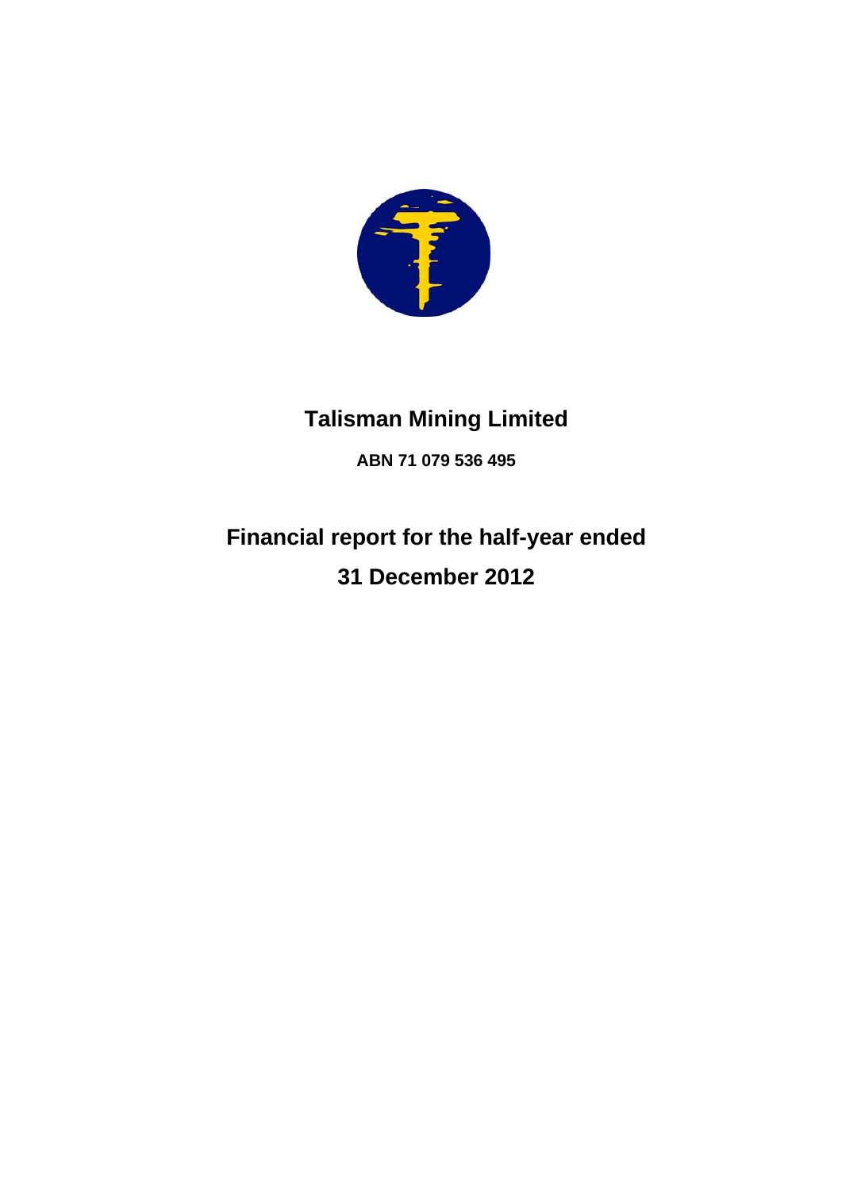# Talisman Mining Limited

**ABN 71 079 536 495**

# Financial report for the half-year ended

# 31 December 2012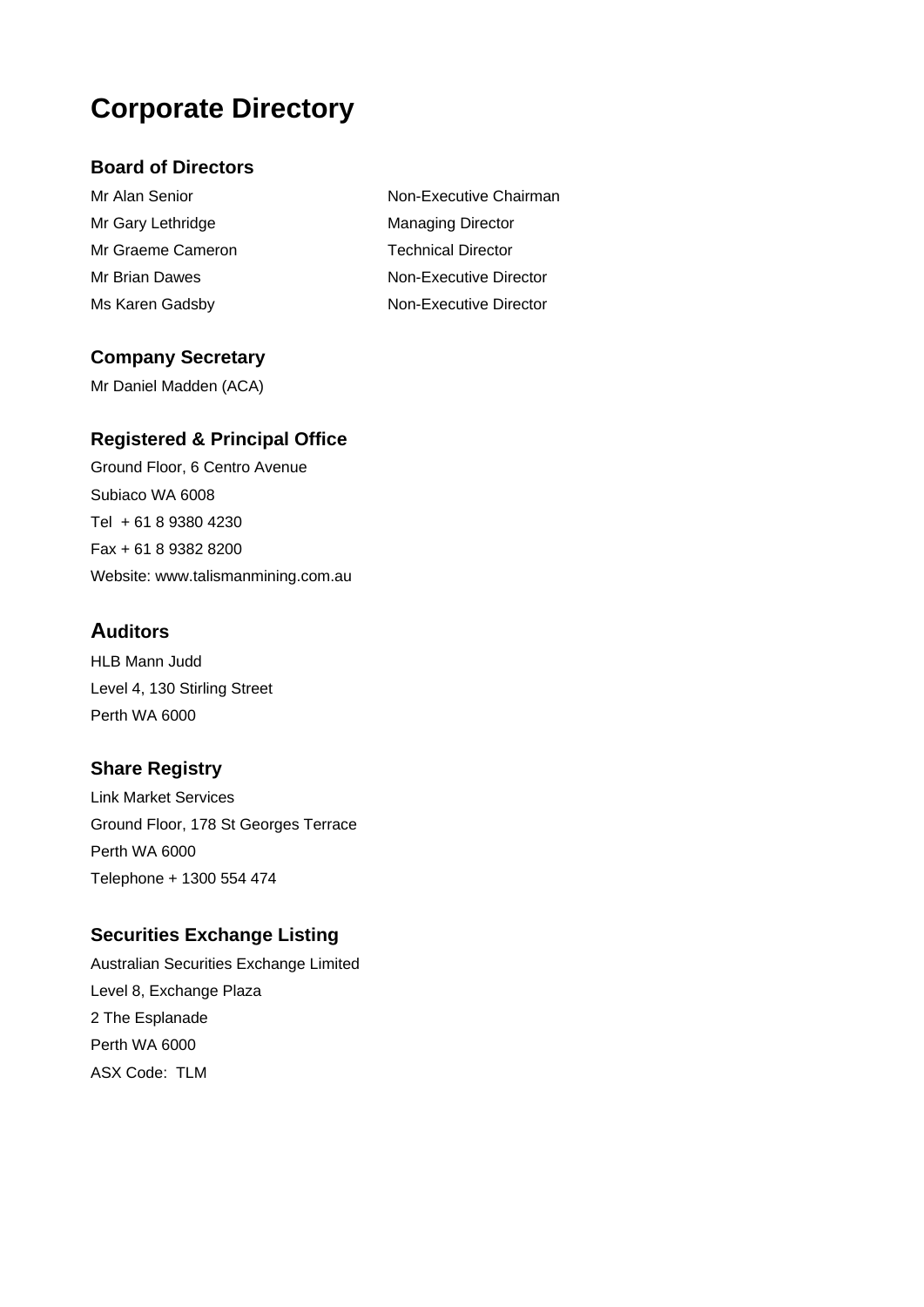# Corporate Directory

## Board of Directors

| | |
|---|---|
| Mr Alan Senior | Non-Executive Chairman |
| Mr Gary Lethridge | Managing Director |
| Mr Graeme Cameron | Technical Director |
| Mr Brian Dawes | Non-Executive Director |
| Ms Karen Gadsby | Non-Executive Director |

## Company Secretary

Mr Daniel Madden (ACA)

## Registered & Principal Office

Ground Floor, 6 Centro Avenue
Subiaco WA 6008
Tel + 61 8 9380 4230
Fax + 61 8 9382 8200
Website: www.talismanmining.com.au

## Auditors

HLB Mann Judd
Level 4, 130 Stirling Street
Perth WA 6000

## Share Registry

Link Market Services
Ground Floor, 178 St Georges Terrace
Perth WA 6000
Telephone + 1300 554 474

## Securities Exchange Listing

Australian Securities Exchange Limited
Level 8, Exchange Plaza
2 The Esplanade
Perth WA 6000
ASX Code: TLM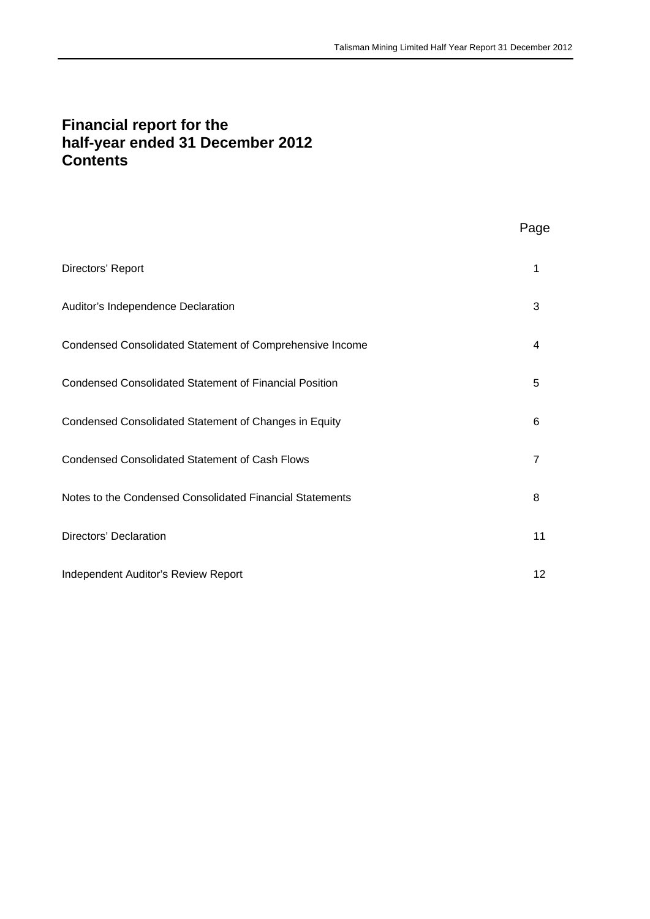# Financial report for the half-year ended 31 December 2012 Contents

| | Page |
|---|---|
| Directors' Report | 1 |
| Auditor's Independence Declaration | 3 |
| Condensed Consolidated Statement of Comprehensive Income | 4 |
| Condensed Consolidated Statement of Financial Position | 5 |
| Condensed Consolidated Statement of Changes in Equity | 6 |
| Condensed Consolidated Statement of Cash Flows | 7 |
| Notes to the Condensed Consolidated Financial Statements | 8 |
| Directors' Declaration | 11 |
| Independent Auditor's Review Report | 12 |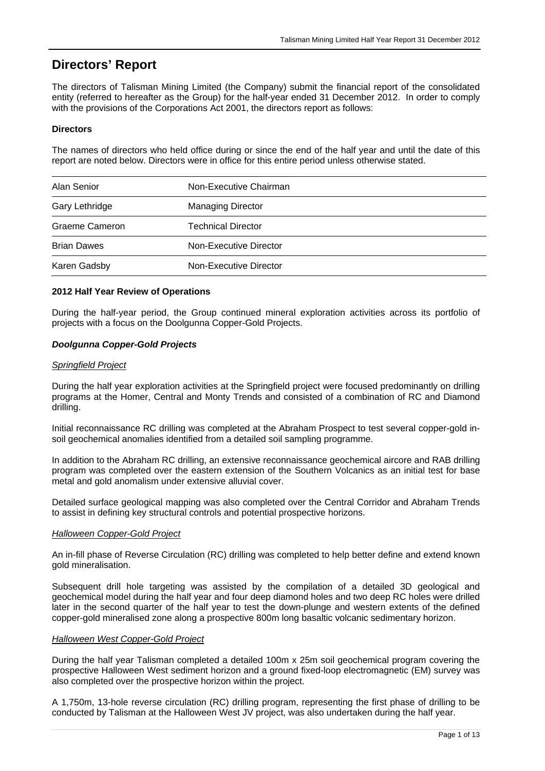# Directors' Report

The directors of Talisman Mining Limited (the Company) submit the financial report of the consolidated entity (referred to hereafter as the Group) for the half-year ended 31 December 2012. In order to comply with the provisions of the Corporations Act 2001, the directors report as follows:

**Directors**

The names of directors who held office during or since the end of the half year and until the date of this report are noted below. Directors were in office for this entire period unless otherwise stated.

| | |
|---|---|
| Alan Senior | Non-Executive Chairman |
| Gary Lethridge | Managing Director |
| Graeme Cameron | Technical Director |
| Brian Dawes | Non-Executive Director |
| Karen Gadsby | Non-Executive Director |

**2012 Half Year Review of Operations**

During the half-year period, the Group continued mineral exploration activities across its portfolio of projects with a focus on the Doolgunna Copper-Gold Projects.

***Doolgunna Copper-Gold Projects***

*Springfield Project*

During the half year exploration activities at the Springfield project were focused predominantly on drilling programs at the Homer, Central and Monty Trends and consisted of a combination of RC and Diamond drilling.

Initial reconnaissance RC drilling was completed at the Abraham Prospect to test several copper-gold in-soil geochemical anomalies identified from a detailed soil sampling programme.

In addition to the Abraham RC drilling, an extensive reconnaissance geochemical aircore and RAB drilling program was completed over the eastern extension of the Southern Volcanics as an initial test for base metal and gold anomalism under extensive alluvial cover.

Detailed surface geological mapping was also completed over the Central Corridor and Abraham Trends to assist in defining key structural controls and potential prospective horizons.

*Halloween Copper-Gold Project*

An in-fill phase of Reverse Circulation (RC) drilling was completed to help better define and extend known gold mineralisation.

Subsequent drill hole targeting was assisted by the compilation of a detailed 3D geological and geochemical model during the half year and four deep diamond holes and two deep RC holes were drilled later in the second quarter of the half year to test the down-plunge and western extents of the defined copper-gold mineralised zone along a prospective 800m long basaltic volcanic sedimentary horizon.

*Halloween West Copper-Gold Project*

During the half year Talisman completed a detailed 100m x 25m soil geochemical program covering the prospective Halloween West sediment horizon and a ground fixed-loop electromagnetic (EM) survey was also completed over the prospective horizon within the project.

A 1,750m, 13-hole reverse circulation (RC) drilling program, representing the first phase of drilling to be conducted by Talisman at the Halloween West JV project, was also undertaken during the half year.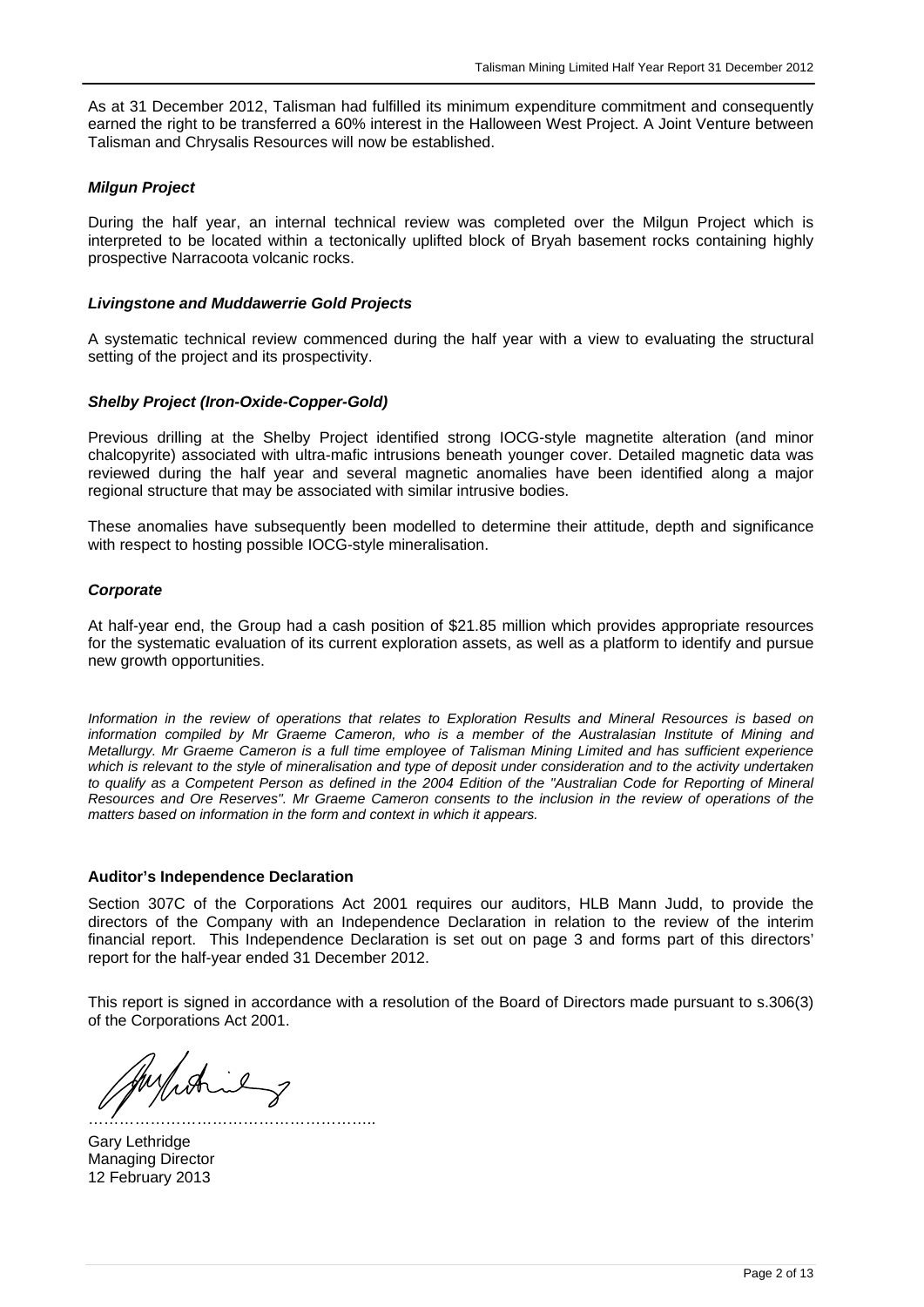As at 31 December 2012, Talisman had fulfilled its minimum expenditure commitment and consequently earned the right to be transferred a 60% interest in the Halloween West Project. A Joint Venture between Talisman and Chrysalis Resources will now be established.

***Milgun Project***

During the half year, an internal technical review was completed over the Milgun Project which is interpreted to be located within a tectonically uplifted block of Bryah basement rocks containing highly prospective Narracoota volcanic rocks.

***Livingstone and Muddawerrie Gold Projects***

A systematic technical review commenced during the half year with a view to evaluating the structural setting of the project and its prospectivity.

***Shelby Project (Iron-Oxide-Copper-Gold)***

Previous drilling at the Shelby Project identified strong IOCG-style magnetite alteration (and minor chalcopyrite) associated with ultra-mafic intrusions beneath younger cover. Detailed magnetic data was reviewed during the half year and several magnetic anomalies have been identified along a major regional structure that may be associated with similar intrusive bodies.

These anomalies have subsequently been modelled to determine their attitude, depth and significance with respect to hosting possible IOCG-style mineralisation.

***Corporate***

At half-year end, the Group had a cash position of $21.85 million which provides appropriate resources for the systematic evaluation of its current exploration assets, as well as a platform to identify and pursue new growth opportunities.

*Information in the review of operations that relates to Exploration Results and Mineral Resources is based on information compiled by Mr Graeme Cameron, who is a member of the Australasian Institute of Mining and Metallurgy. Mr Graeme Cameron is a full time employee of Talisman Mining Limited and has sufficient experience which is relevant to the style of mineralisation and type of deposit under consideration and to the activity undertaken to qualify as a Competent Person as defined in the 2004 Edition of the "Australian Code for Reporting of Mineral Resources and Ore Reserves". Mr Graeme Cameron consents to the inclusion in the review of operations of the matters based on information in the form and context in which it appears.*

**Auditor's Independence Declaration**

Section 307C of the Corporations Act 2001 requires our auditors, HLB Mann Judd, to provide the directors of the Company with an Independence Declaration in relation to the review of the interim financial report. This Independence Declaration is set out on page 3 and forms part of this directors' report for the half-year ended 31 December 2012.

This report is signed in accordance with a resolution of the Board of Directors made pursuant to s.306(3) of the Corporations Act 2001.

………………………………………………..

Gary Lethridge
Managing Director
12 February 2013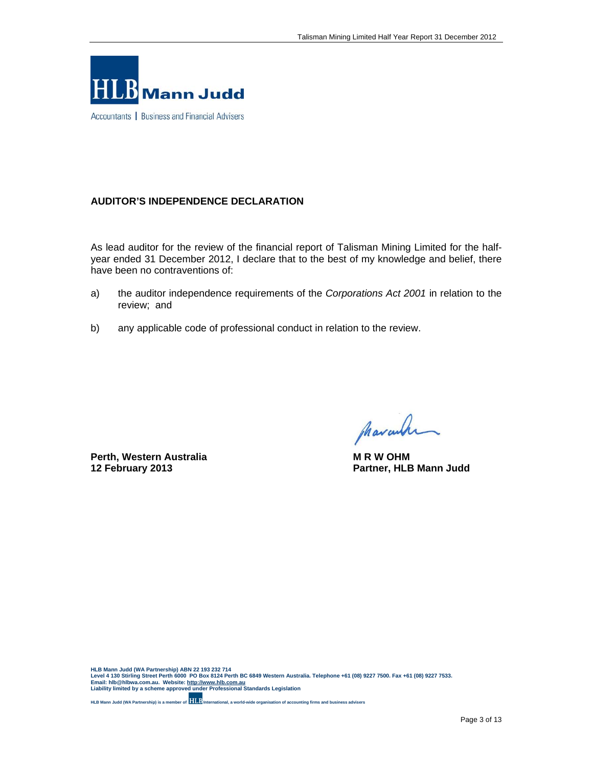HLB Mann Judd

Accountants | Business and Financial Advisers

**AUDITOR'S INDEPENDENCE DECLARATION**

As lead auditor for the review of the financial report of Talisman Mining Limited for the half-year ended 31 December 2012, I declare that to the best of my knowledge and belief, there have been no contraventions of:

a) the auditor independence requirements of the *Corporations Act 2001* in relation to the review; and

b) any applicable code of professional conduct in relation to the review.

**Perth, Western Australia**
**12 February 2013**

**M R W OHM**
**Partner, HLB Mann Judd**

**HLB Mann Judd (WA Partnership) ABN 22 193 232 714**
**Level 4 130 Stirling Street Perth 6000 PO Box 8124 Perth BC 6849 Western Australia. Telephone +61 (08) 9227 7500. Fax +61 (08) 9227 7533.**
**Email: hlb@hlbwa.com.au. Website: http://www.hlb.com.au**
**Liability limited by a scheme approved under Professional Standards Legislation**

**HLB Mann Judd (WA Partnership) is a member of HLB International, a world-wide organisation of accounting firms and business advisers**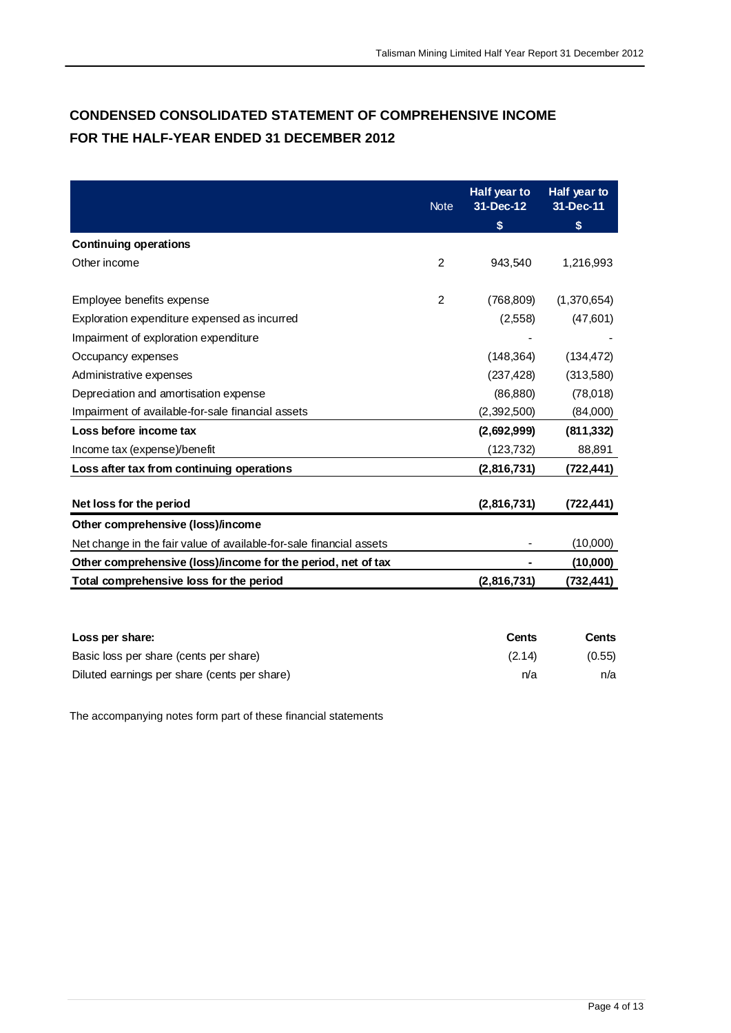# CONDENSED CONSOLIDATED STATEMENT OF COMPREHENSIVE INCOME
# FOR THE HALF-YEAR ENDED 31 DECEMBER 2012

| | Note | Half year to 31-Dec-12 | Half year to 31-Dec-11 |
|---|---|---|---|
| | | $ | $ |
| **Continuing operations** | | | |
| Other income | 2 | 943,540 | 1,216,993 |
| | | | |
| Employee benefits expense | 2 | (768,809) | (1,370,654) |
| Exploration expenditure expensed as incurred | | (2,558) | (47,601) |
| Impairment of exploration expenditure | | - | - |
| Occupancy expenses | | (148,364) | (134,472) |
| Administrative expenses | | (237,428) | (313,580) |
| Depreciation and amortisation expense | | (86,880) | (78,018) |
| Impairment of available-for-sale financial assets | | (2,392,500) | (84,000) |
| **Loss before income tax** | | **(2,692,999)** | **(811,332)** |
| Income tax (expense)/benefit | | (123,732) | 88,891 |
| **Loss after tax from continuing operations** | | **(2,816,731)** | **(722,441)** |
| | | | |
| **Net loss for the period** | | **(2,816,731)** | **(722,441)** |
| **Other comprehensive (loss)/income** | | | |
| Net change in the fair value of available-for-sale financial assets | | - | (10,000) |
| **Other comprehensive (loss)/income for the period, net of tax** | | **-** | **(10,000)** |
| **Total comprehensive loss for the period** | | **(2,816,731)** | **(732,441)** |

| **Loss per share:** | **Cents** | **Cents** |
|---|---|---|
| Basic loss per share (cents per share) | (2.14) | (0.55) |
| Diluted earnings per share (cents per share) | n/a | n/a |

The accompanying notes form part of these financial statements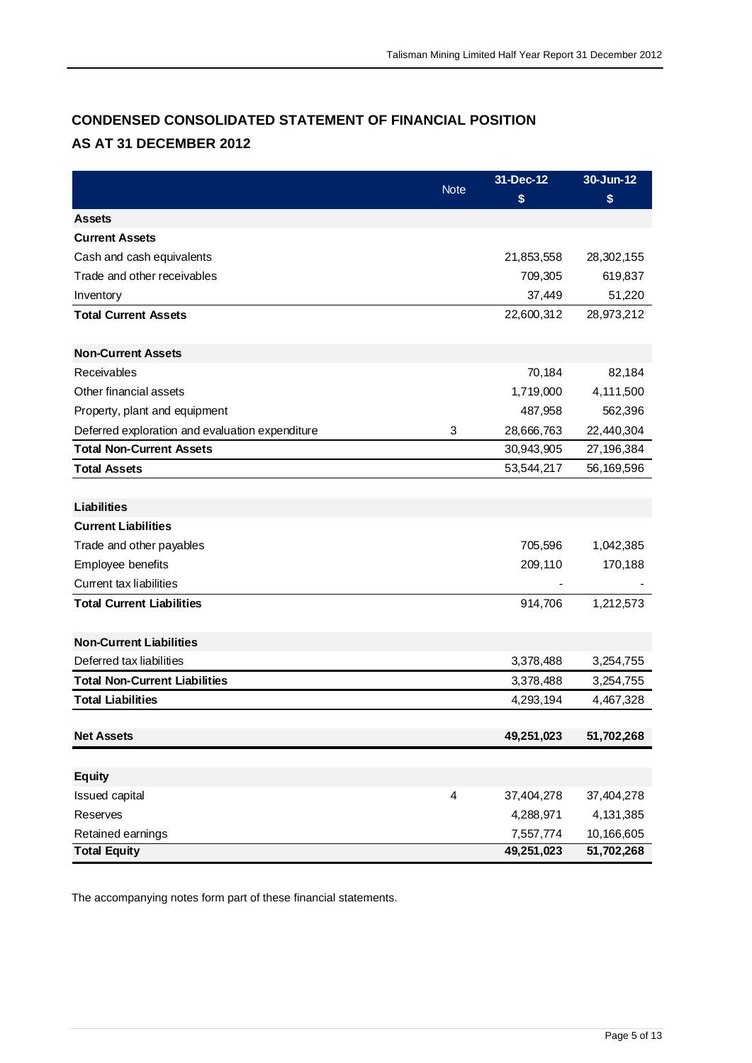# CONDENSED CONSOLIDATED STATEMENT OF FINANCIAL POSITION
## AS AT 31 DECEMBER 2012

| | Note | 31-Dec-12 $ | 30-Jun-12 $ |
|---|---|---|---|
| **Assets** | | | |
| **Current Assets** | | | |
| Cash and cash equivalents | | 21,853,558 | 28,302,155 |
| Trade and other receivables | | 709,305 | 619,837 |
| Inventory | | 37,449 | 51,220 |
| **Total Current Assets** | | 22,600,312 | 28,973,212 |
| | | | |
| **Non-Current Assets** | | | |
| Receivables | | 70,184 | 82,184 |
| Other financial assets | | 1,719,000 | 4,111,500 |
| Property, plant and equipment | | 487,958 | 562,396 |
| Deferred exploration and evaluation expenditure | 3 | 28,666,763 | 22,440,304 |
| **Total Non-Current Assets** | | 30,943,905 | 27,196,384 |
| **Total Assets** | | 53,544,217 | 56,169,596 |
| | | | |
| **Liabilities** | | | |
| **Current Liabilities** | | | |
| Trade and other payables | | 705,596 | 1,042,385 |
| Employee benefits | | 209,110 | 170,188 |
| Current tax liabilities | | - | - |
| **Total Current Liabilities** | | 914,706 | 1,212,573 |
| | | | |
| **Non-Current Liabilities** | | | |
| Deferred tax liabilities | | 3,378,488 | 3,254,755 |
| **Total Non-Current Liabilities** | | 3,378,488 | 3,254,755 |
| **Total Liabilities** | | 4,293,194 | 4,467,328 |
| | | | |
| **Net Assets** | | **49,251,023** | **51,702,268** |
| | | | |
| **Equity** | | | |
| Issued capital | 4 | 37,404,278 | 37,404,278 |
| Reserves | | 4,288,971 | 4,131,385 |
| Retained earnings | | 7,557,774 | 10,166,605 |
| **Total Equity** | | **49,251,023** | **51,702,268** |

The accompanying notes form part of these financial statements.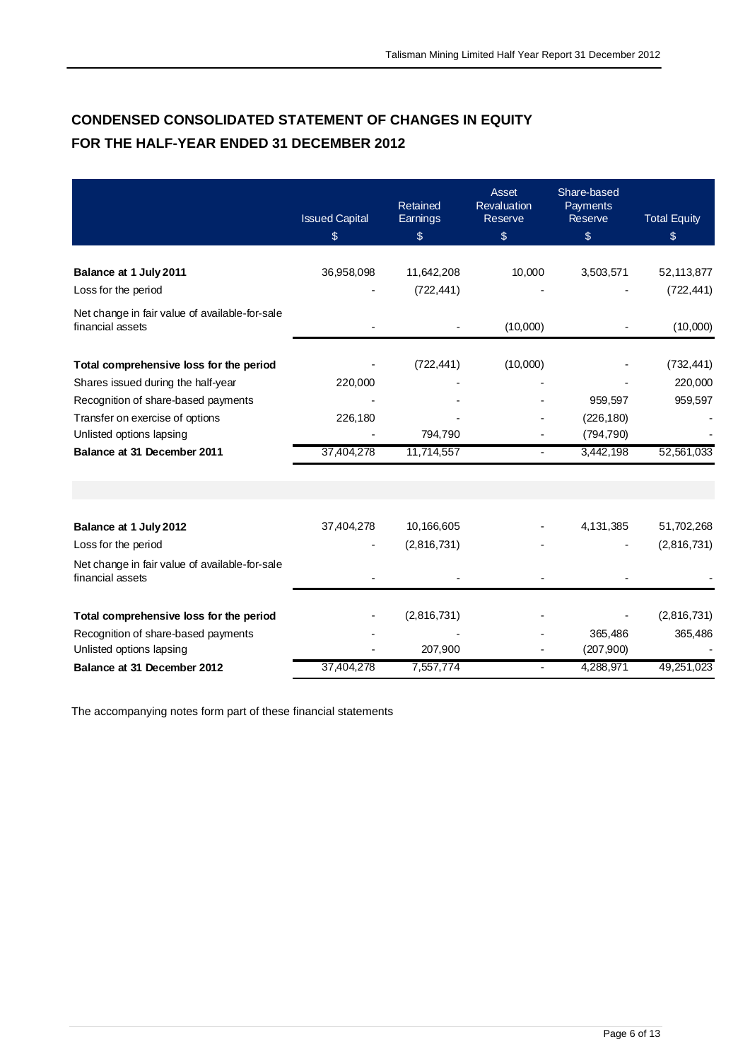# CONDENSED CONSOLIDATED STATEMENT OF CHANGES IN EQUITY
# FOR THE HALF-YEAR ENDED 31 DECEMBER 2012

| | Issued Capital<br>$ | Retained Earnings<br>$ | Asset Revaluation Reserve<br>$ | Share-based Payments Reserve<br>$ | Total Equity<br>$ |
|---|---|---|---|---|---|
| **Balance at 1 July 2011** | 36,958,098 | 11,642,208 | 10,000 | 3,503,571 | 52,113,877 |
| Loss for the period | - | (722,441) | - | - | (722,441) |
| Net change in fair value of available-for-sale financial assets | - | - | (10,000) | - | (10,000) |
| **Total comprehensive loss for the period** | - | (722,441) | (10,000) | - | (732,441) |
| Shares issued during the half-year | 220,000 | - | - | - | 220,000 |
| Recognition of share-based payments | - | - | - | 959,597 | 959,597 |
| Transfer on exercise of options | 226,180 | - | - | (226,180) | - |
| Unlisted options lapsing | - | 794,790 | - | (794,790) | - |
| **Balance at 31 December 2011** | 37,404,278 | 11,714,557 | - | 3,442,198 | 52,561,033 |
| | | | | | |
| **Balance at 1 July 2012** | 37,404,278 | 10,166,605 | - | 4,131,385 | 51,702,268 |
| Loss for the period | - | (2,816,731) | - | - | (2,816,731) |
| Net change in fair value of available-for-sale financial assets | - | - | - | - | - |
| **Total comprehensive loss for the period** | - | (2,816,731) | - | - | (2,816,731) |
| Recognition of share-based payments | - | - | - | 365,486 | 365,486 |
| Unlisted options lapsing | - | 207,900 | - | (207,900) | - |
| **Balance at 31 December 2012** | 37,404,278 | 7,557,774 | - | 4,288,971 | 49,251,023 |

The accompanying notes form part of these financial statements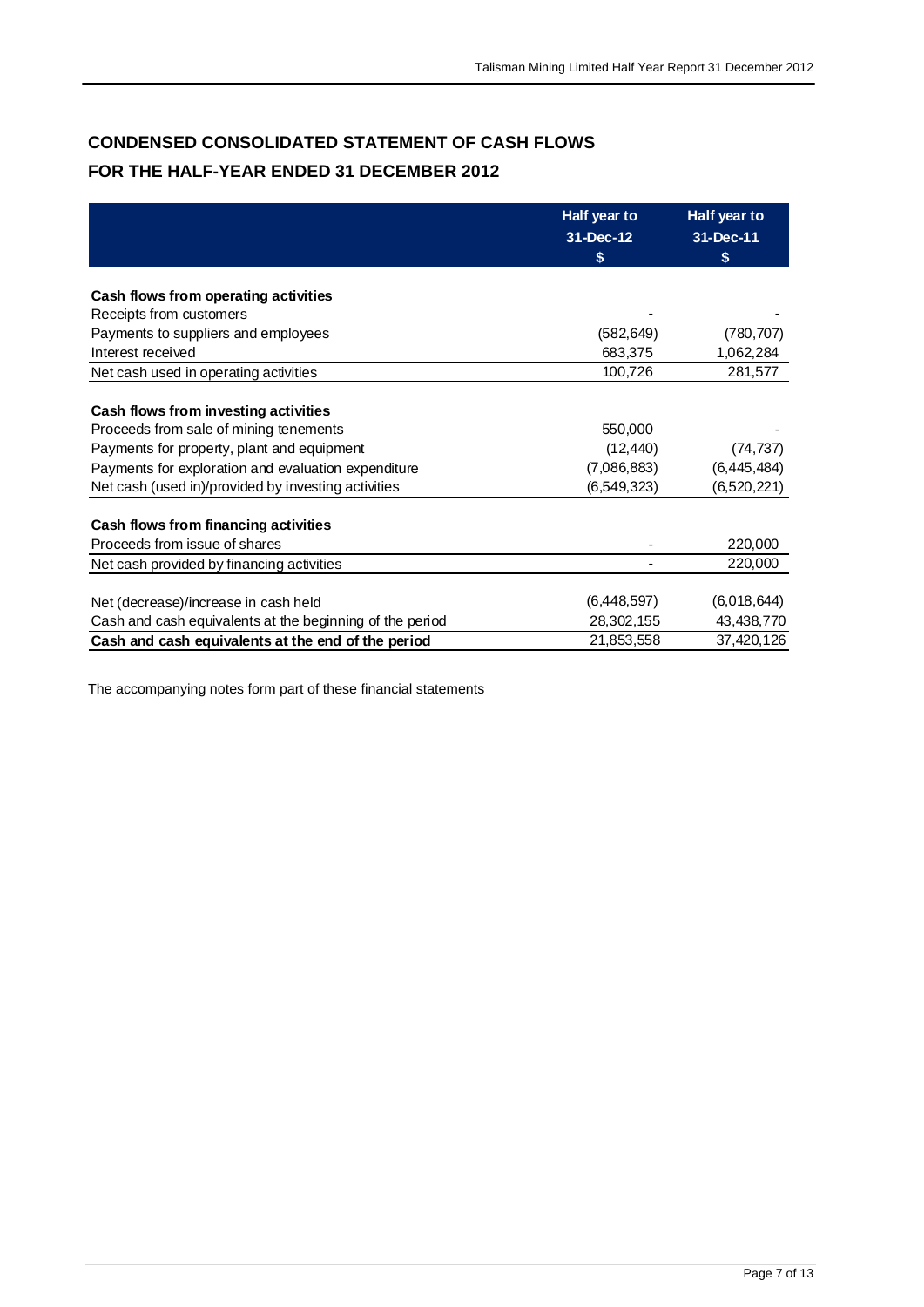# CONDENSED CONSOLIDATED STATEMENT OF CASH FLOWS
## FOR THE HALF-YEAR ENDED 31 DECEMBER 2012

| | Half year to 31-Dec-12 $ | Half year to 31-Dec-11 $ |
|---|---|---|
| **Cash flows from operating activities** | | |
| Receipts from customers | - | - |
| Payments to suppliers and employees | (582,649) | (780,707) |
| Interest received | 683,375 | 1,062,284 |
| Net cash used in operating activities | 100,726 | 281,577 |
| **Cash flows from investing activities** | | |
| Proceeds from sale of mining tenements | 550,000 | - |
| Payments for property, plant and equipment | (12,440) | (74,737) |
| Payments for exploration and evaluation expenditure | (7,086,883) | (6,445,484) |
| Net cash (used in)/provided by investing activities | (6,549,323) | (6,520,221) |
| **Cash flows from financing activities** | | |
| Proceeds from issue of shares | - | 220,000 |
| Net cash provided by financing activities | - | 220,000 |
| Net (decrease)/increase in cash held | (6,448,597) | (6,018,644) |
| Cash and cash equivalents at the beginning of the period | 28,302,155 | 43,438,770 |
| **Cash and cash equivalents at the end of the period** | 21,853,558 | 37,420,126 |

The accompanying notes form part of these financial statements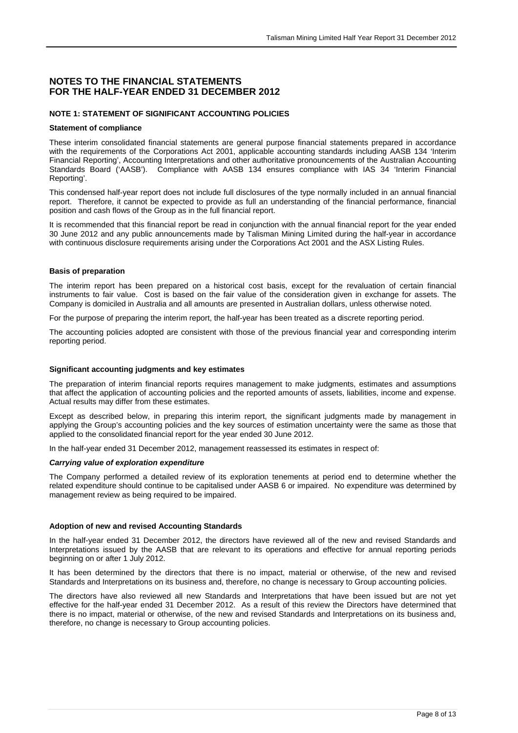# NOTES TO THE FINANCIAL STATEMENTS FOR THE HALF-YEAR ENDED 31 DECEMBER 2012

## NOTE 1: STATEMENT OF SIGNIFICANT ACCOUNTING POLICIES

### Statement of compliance

These interim consolidated financial statements are general purpose financial statements prepared in accordance with the requirements of the Corporations Act 2001, applicable accounting standards including AASB 134 'Interim Financial Reporting', Accounting Interpretations and other authoritative pronouncements of the Australian Accounting Standards Board ('AASB'). Compliance with AASB 134 ensures compliance with IAS 34 'Interim Financial Reporting'.

This condensed half-year report does not include full disclosures of the type normally included in an annual financial report. Therefore, it cannot be expected to provide as full an understanding of the financial performance, financial position and cash flows of the Group as in the full financial report.

It is recommended that this financial report be read in conjunction with the annual financial report for the year ended 30 June 2012 and any public announcements made by Talisman Mining Limited during the half-year in accordance with continuous disclosure requirements arising under the Corporations Act 2001 and the ASX Listing Rules.

### Basis of preparation

The interim report has been prepared on a historical cost basis, except for the revaluation of certain financial instruments to fair value. Cost is based on the fair value of the consideration given in exchange for assets. The Company is domiciled in Australia and all amounts are presented in Australian dollars, unless otherwise noted.

For the purpose of preparing the interim report, the half-year has been treated as a discrete reporting period.

The accounting policies adopted are consistent with those of the previous financial year and corresponding interim reporting period.

### Significant accounting judgments and key estimates

The preparation of interim financial reports requires management to make judgments, estimates and assumptions that affect the application of accounting policies and the reported amounts of assets, liabilities, income and expense. Actual results may differ from these estimates.

Except as described below, in preparing this interim report, the significant judgments made by management in applying the Group's accounting policies and the key sources of estimation uncertainty were the same as those that applied to the consolidated financial report for the year ended 30 June 2012.

In the half-year ended 31 December 2012, management reassessed its estimates in respect of:

***Carrying value of exploration expenditure***

The Company performed a detailed review of its exploration tenements at period end to determine whether the related expenditure should continue to be capitalised under AASB 6 or impaired. No expenditure was determined by management review as being required to be impaired.

### Adoption of new and revised Accounting Standards

In the half-year ended 31 December 2012, the directors have reviewed all of the new and revised Standards and Interpretations issued by the AASB that are relevant to its operations and effective for annual reporting periods beginning on or after 1 July 2012.

It has been determined by the directors that there is no impact, material or otherwise, of the new and revised Standards and Interpretations on its business and, therefore, no change is necessary to Group accounting policies.

The directors have also reviewed all new Standards and Interpretations that have been issued but are not yet effective for the half-year ended 31 December 2012. As a result of this review the Directors have determined that there is no impact, material or otherwise, of the new and revised Standards and Interpretations on its business and, therefore, no change is necessary to Group accounting policies.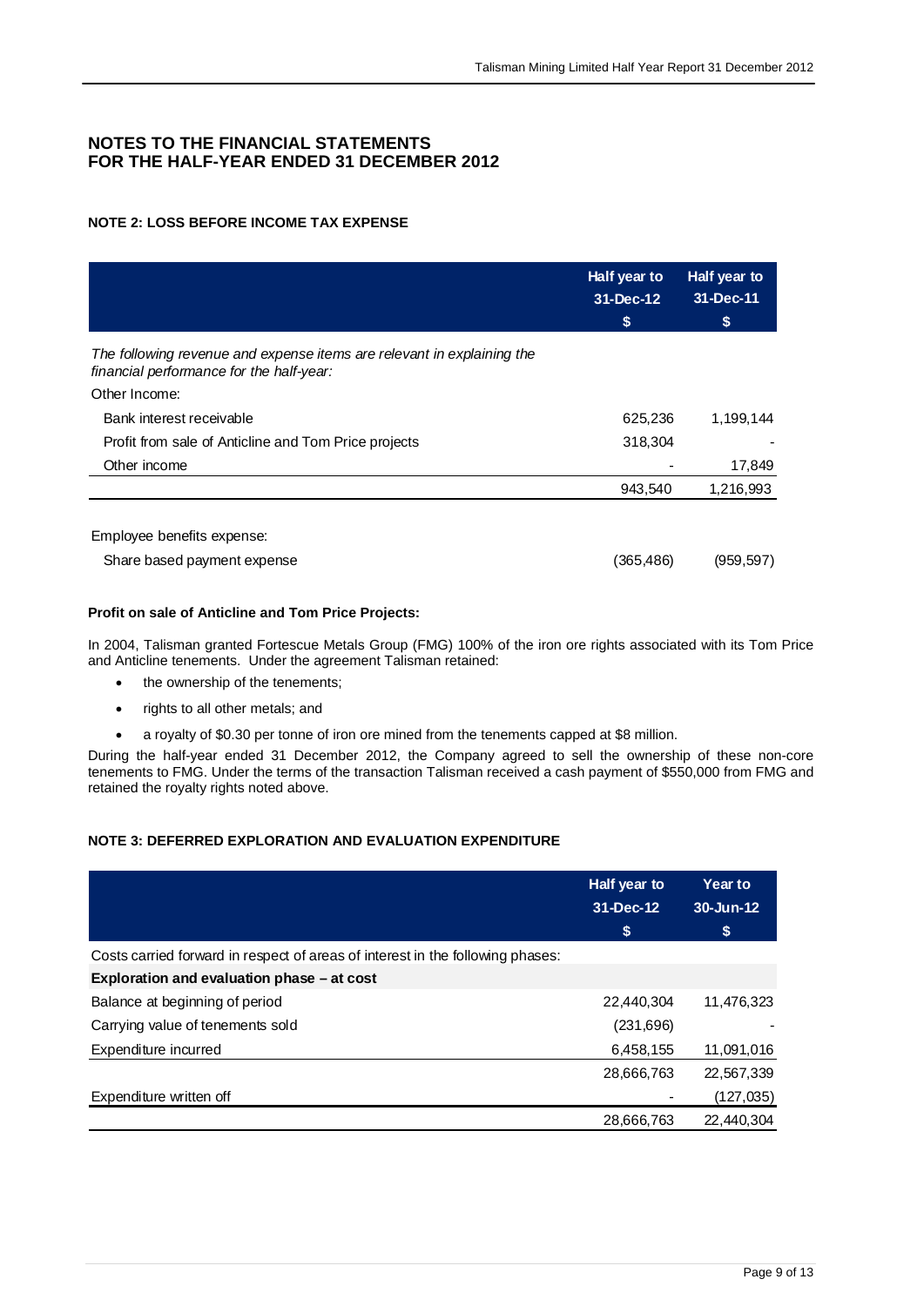## NOTES TO THE FINANCIAL STATEMENTS FOR THE HALF-YEAR ENDED 31 DECEMBER 2012

### NOTE 2: LOSS BEFORE INCOME TAX EXPENSE

| | Half year to 31-Dec-12 $ | Half year to 31-Dec-11 $ |
|---|---|---|
| *The following revenue and expense items are relevant in explaining the financial performance for the half-year:* | | |
| Other Income: | | |
| Bank interest receivable | 625,236 | 1,199,144 |
| Profit from sale of Anticline and Tom Price projects | 318,304 | - |
| Other income | - | 17,849 |
| | 943,540 | 1,216,993 |
| Employee benefits expense: | | |
| Share based payment expense | (365,486) | (959,597) |

**Profit on sale of Anticline and Tom Price Projects:**

In 2004, Talisman granted Fortescue Metals Group (FMG) 100% of the iron ore rights associated with its Tom Price and Anticline tenements. Under the agreement Talisman retained:

- the ownership of the tenements;
- rights to all other metals; and
- a royalty of $0.30 per tonne of iron ore mined from the tenements capped at $8 million.

During the half-year ended 31 December 2012, the Company agreed to sell the ownership of these non-core tenements to FMG. Under the terms of the transaction Talisman received a cash payment of $550,000 from FMG and retained the royalty rights noted above.

### NOTE 3: DEFERRED EXPLORATION AND EVALUATION EXPENDITURE

| | Half year to 31-Dec-12 $ | Year to 30-Jun-12 $ |
|---|---|---|
| Costs carried forward in respect of areas of interest in the following phases: | | |
| **Exploration and evaluation phase – at cost** | | |
| Balance at beginning of period | 22,440,304 | 11,476,323 |
| Carrying value of tenements sold | (231,696) | - |
| Expenditure incurred | 6,458,155 | 11,091,016 |
| | 28,666,763 | 22,567,339 |
| Expenditure written off | - | (127,035) |
| | 28,666,763 | 22,440,304 |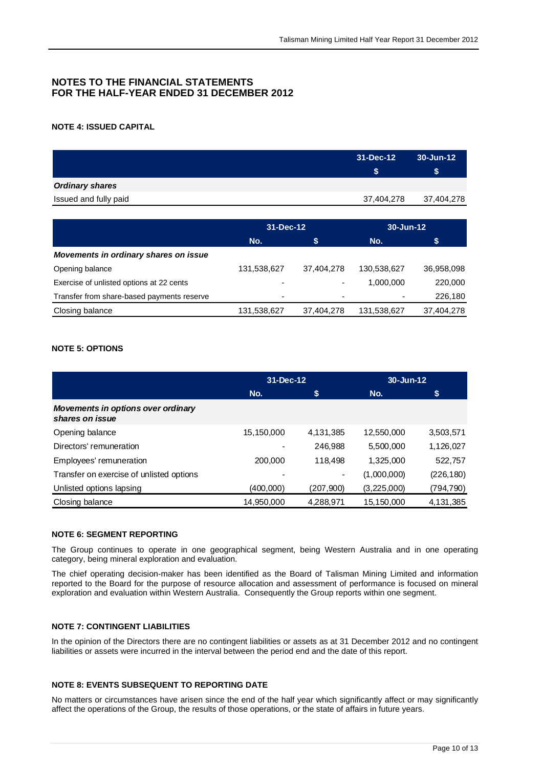## NOTES TO THE FINANCIAL STATEMENTS
## FOR THE HALF-YEAR ENDED 31 DECEMBER 2012

### NOTE 4: ISSUED CAPITAL

| | 31-Dec-12 | 30-Jun-12 |
|---|---|---|
| | $ | $ |
| ***Ordinary shares*** | | |
| Issued and fully paid | 37,404,278 | 37,404,278 |

| | 31-Dec-12 | | 30-Jun-12 | |
|---|---|---|---|---|
| | No. | $ | No. | $ |
| ***Movements in ordinary shares on issue*** | | | | |
| Opening balance | 131,538,627 | 37,404,278 | 130,538,627 | 36,958,098 |
| Exercise of unlisted options at 22 cents | - | - | 1,000,000 | 220,000 |
| Transfer from share-based payments reserve | - | - | - | 226,180 |
| Closing balance | 131,538,627 | 37,404,278 | 131,538,627 | 37,404,278 |

### NOTE 5: OPTIONS

| | 31-Dec-12 | | 30-Jun-12 | |
|---|---|---|---|---|
| | No. | $ | No. | $ |
| ***Movements in options over ordinary shares on issue*** | | | | |
| Opening balance | 15,150,000 | 4,131,385 | 12,550,000 | 3,503,571 |
| Directors' remuneration | - | 246,988 | 5,500,000 | 1,126,027 |
| Employees' remuneration | 200,000 | 118,498 | 1,325,000 | 522,757 |
| Transfer on exercise of unlisted options | - | - | (1,000,000) | (226,180) |
| Unlisted options lapsing | (400,000) | (207,900) | (3,225,000) | (794,790) |
| Closing balance | 14,950,000 | 4,288,971 | 15,150,000 | 4,131,385 |

### NOTE 6: SEGMENT REPORTING

The Group continues to operate in one geographical segment, being Western Australia and in one operating category, being mineral exploration and evaluation.

The chief operating decision-maker has been identified as the Board of Talisman Mining Limited and information reported to the Board for the purpose of resource allocation and assessment of performance is focused on mineral exploration and evaluation within Western Australia. Consequently the Group reports within one segment.

### NOTE 7: CONTINGENT LIABILITIES

In the opinion of the Directors there are no contingent liabilities or assets as at 31 December 2012 and no contingent liabilities or assets were incurred in the interval between the period end and the date of this report.

### NOTE 8: EVENTS SUBSEQUENT TO REPORTING DATE

No matters or circumstances have arisen since the end of the half year which significantly affect or may significantly affect the operations of the Group, the results of those operations, or the state of affairs in future years.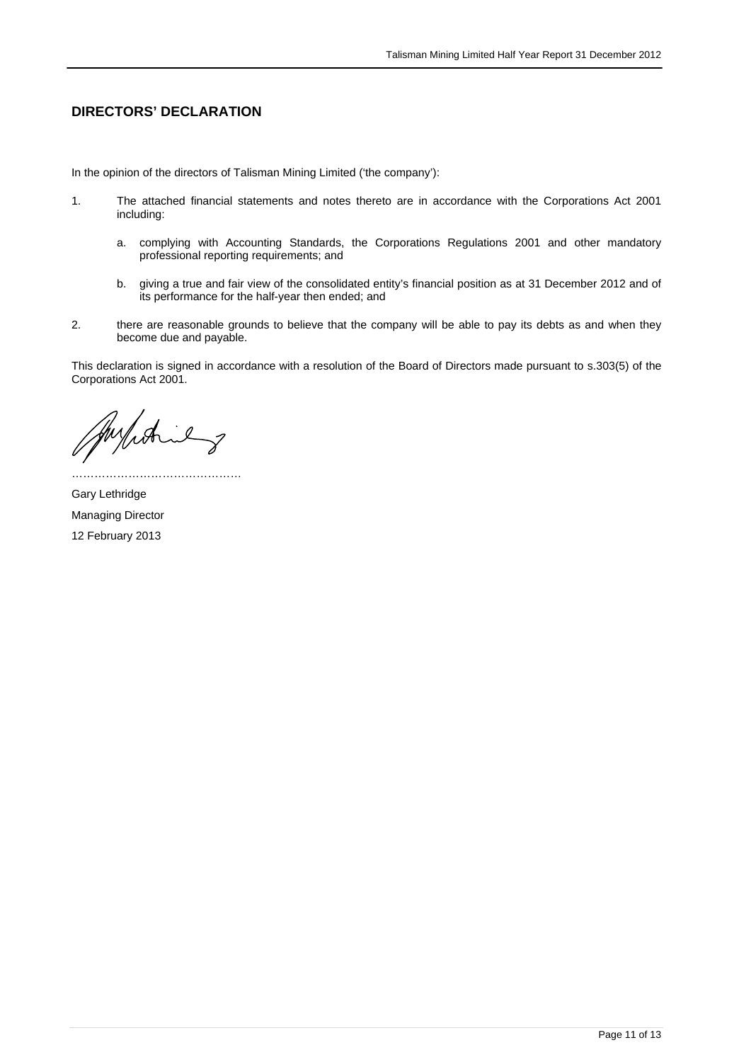## DIRECTORS' DECLARATION

In the opinion of the directors of Talisman Mining Limited ('the company'):

1. The attached financial statements and notes thereto are in accordance with the Corporations Act 2001 including:

   a. complying with Accounting Standards, the Corporations Regulations 2001 and other mandatory professional reporting requirements; and

   b. giving a true and fair view of the consolidated entity's financial position as at 31 December 2012 and of its performance for the half-year then ended; and

2. there are reasonable grounds to believe that the company will be able to pay its debts as and when they become due and payable.

This declaration is signed in accordance with a resolution of the Board of Directors made pursuant to s.303(5) of the Corporations Act 2001.

………………………………………

Gary Lethridge

Managing Director

12 February 2013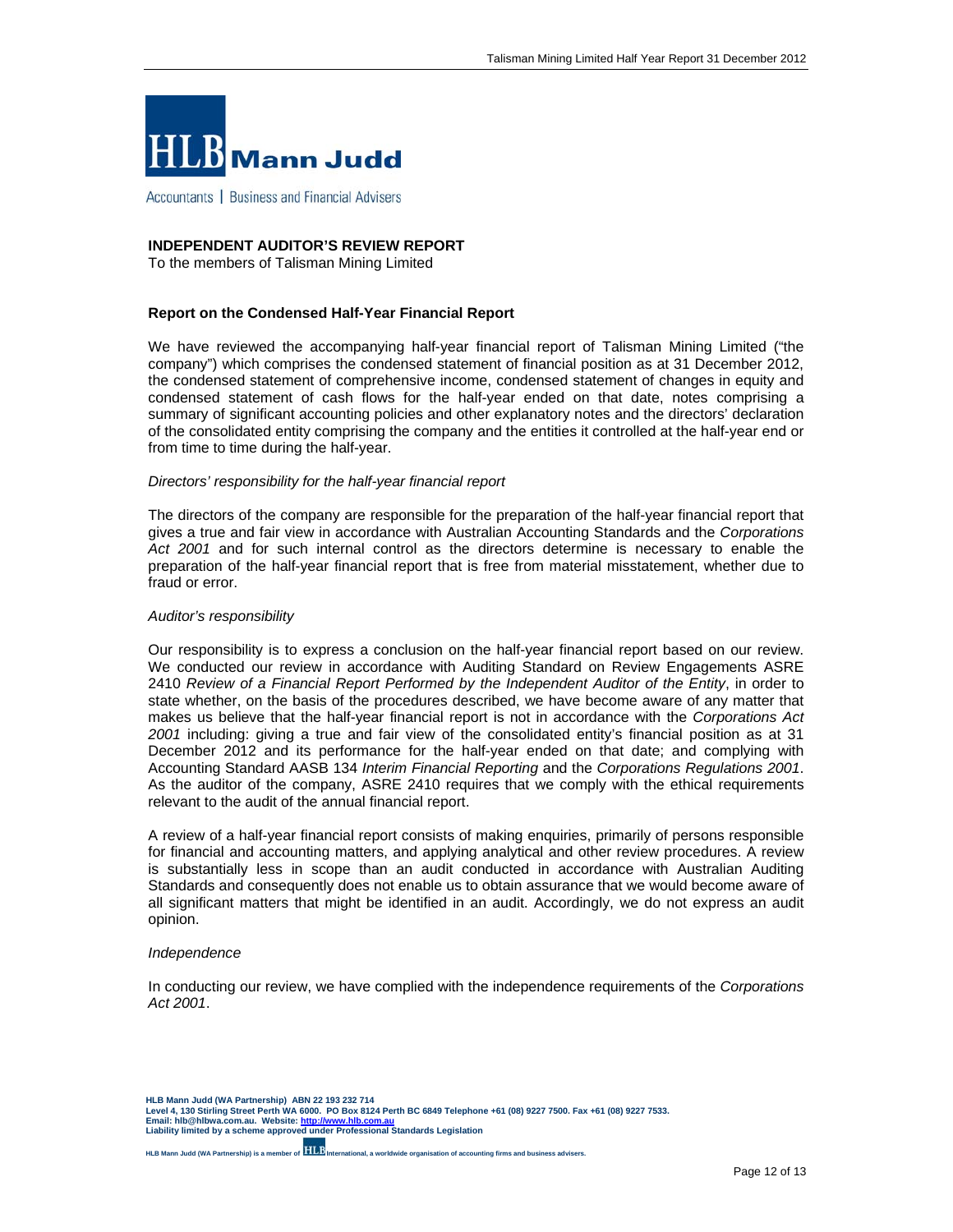HLB Mann Judd

Accountants | Business and Financial Advisers

## INDEPENDENT AUDITOR'S REVIEW REPORT

To the members of Talisman Mining Limited

### Report on the Condensed Half-Year Financial Report

We have reviewed the accompanying half-year financial report of Talisman Mining Limited ("the company") which comprises the condensed statement of financial position as at 31 December 2012, the condensed statement of comprehensive income, condensed statement of changes in equity and condensed statement of cash flows for the half-year ended on that date, notes comprising a summary of significant accounting policies and other explanatory notes and the directors' declaration of the consolidated entity comprising the company and the entities it controlled at the half-year end or from time to time during the half-year.

*Directors' responsibility for the half-year financial report*

The directors of the company are responsible for the preparation of the half-year financial report that gives a true and fair view in accordance with Australian Accounting Standards and the *Corporations Act 2001* and for such internal control as the directors determine is necessary to enable the preparation of the half-year financial report that is free from material misstatement, whether due to fraud or error.

*Auditor's responsibility*

Our responsibility is to express a conclusion on the half-year financial report based on our review. We conducted our review in accordance with Auditing Standard on Review Engagements ASRE 2410 *Review of a Financial Report Performed by the Independent Auditor of the Entity*, in order to state whether, on the basis of the procedures described, we have become aware of any matter that makes us believe that the half-year financial report is not in accordance with the *Corporations Act 2001* including: giving a true and fair view of the consolidated entity's financial position as at 31 December 2012 and its performance for the half-year ended on that date; and complying with Accounting Standard AASB 134 *Interim Financial Reporting* and the *Corporations Regulations 2001*. As the auditor of the company, ASRE 2410 requires that we comply with the ethical requirements relevant to the audit of the annual financial report.

A review of a half-year financial report consists of making enquiries, primarily of persons responsible for financial and accounting matters, and applying analytical and other review procedures. A review is substantially less in scope than an audit conducted in accordance with Australian Auditing Standards and consequently does not enable us to obtain assurance that we would become aware of all significant matters that might be identified in an audit. Accordingly, we do not express an audit opinion.

*Independence*

In conducting our review, we have complied with the independence requirements of the *Corporations Act 2001*.

**HLB Mann Judd (WA Partnership) ABN 22 193 232 714**
**Level 4, 130 Stirling Street Perth WA 6000. PO Box 8124 Perth BC 6849 Telephone +61 (08) 9227 7500. Fax +61 (08) 9227 7533.**
**Email: hlb@hlbwa.com.au. Website: http://www.hlb.com.au**
**Liability limited by a scheme approved under Professional Standards Legislation**

**HLB Mann Judd (WA Partnership) is a member of HLB International, a worldwide organisation of accounting firms and business advisers.**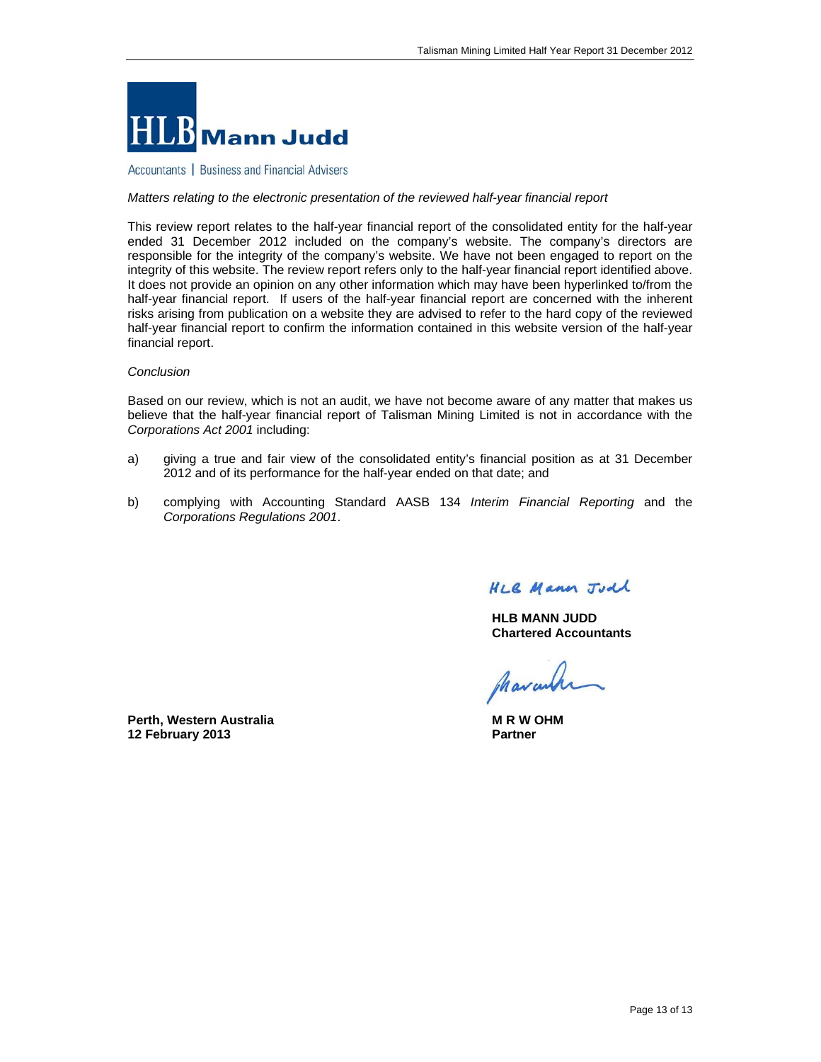**HLB Mann Judd**

Accountants | Business and Financial Advisers

*Matters relating to the electronic presentation of the reviewed half-year financial report*

This review report relates to the half-year financial report of the consolidated entity for the half-year ended 31 December 2012 included on the company's website. The company's directors are responsible for the integrity of the company's website. We have not been engaged to report on the integrity of this website. The review report refers only to the half-year financial report identified above. It does not provide an opinion on any other information which may have been hyperlinked to/from the half-year financial report. If users of the half-year financial report are concerned with the inherent risks arising from publication on a website they are advised to refer to the hard copy of the reviewed half-year financial report to confirm the information contained in this website version of the half-year financial report.

*Conclusion*

Based on our review, which is not an audit, we have not become aware of any matter that makes us believe that the half-year financial report of Talisman Mining Limited is not in accordance with the *Corporations Act 2001* including:

a) giving a true and fair view of the consolidated entity's financial position as at 31 December 2012 and of its performance for the half-year ended on that date; and

b) complying with Accounting Standard AASB 134 *Interim Financial Reporting* and the *Corporations Regulations 2001*.

HLB Mann Judd

**HLB MANN JUDD**
**Chartered Accountants**

**Perth, Western Australia**
**12 February 2013**

**M R W OHM**
**Partner**